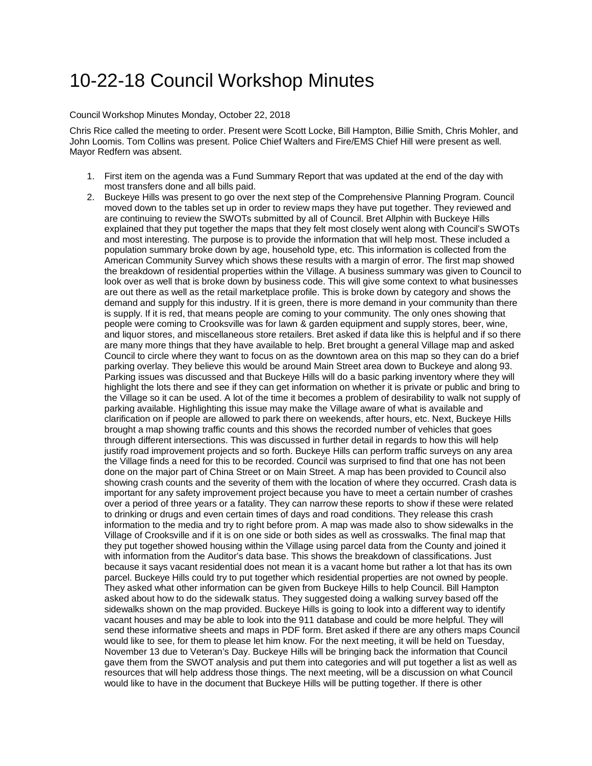# 10-22-18 Council Workshop Minutes

Council Workshop Minutes Monday, October 22, 2018

Chris Rice called the meeting to order. Present were Scott Locke, Bill Hampton, Billie Smith, Chris Mohler, and John Loomis. Tom Collins was present. Police Chief Walters and Fire/EMS Chief Hill were present as well. Mayor Redfern was absent.

1. First item on the agenda was a Fund Summary Report that was updated at the end of the day with most transfers done and all bills paid.
2. Buckeye Hills was present to go over the next step of the Comprehensive Planning Program. Council moved down to the tables set up in order to review maps they have put together. They reviewed and are continuing to review the SWOTs submitted by all of Council. Bret Allphin with Buckeye Hills explained that they put together the maps that they felt most closely went along with Council's SWOTs and most interesting. The purpose is to provide the information that will help most. These included a population summary broke down by age, household type, etc. This information is collected from the American Community Survey which shows these results with a margin of error. The first map showed the breakdown of residential properties within the Village. A business summary was given to Council to look over as well that is broke down by business code. This will give some context to what businesses are out there as well as the retail marketplace profile. This is broke down by category and shows the demand and supply for this industry. If it is green, there is more demand in your community than there is supply. If it is red, that means people are coming to your community. The only ones showing that people were coming to Crooksville was for lawn & garden equipment and supply stores, beer, wine, and liquor stores, and miscellaneous store retailers. Bret asked if data like this is helpful and if so there are many more things that they have available to help. Bret brought a general Village map and asked Council to circle where they want to focus on as the downtown area on this map so they can do a brief parking overlay. They believe this would be around Main Street area down to Buckeye and along 93. Parking issues was discussed and that Buckeye Hills will do a basic parking inventory where they will highlight the lots there and see if they can get information on whether it is private or public and bring to the Village so it can be used. A lot of the time it becomes a problem of desirability to walk not supply of parking available. Highlighting this issue may make the Village aware of what is available and clarification on if people are allowed to park there on weekends, after hours, etc. Next, Buckeye Hills brought a map showing traffic counts and this shows the recorded number of vehicles that goes through different intersections. This was discussed in further detail in regards to how this will help justify road improvement projects and so forth. Buckeye Hills can perform traffic surveys on any area the Village finds a need for this to be recorded. Council was surprised to find that one has not been done on the major part of China Street or on Main Street. A map has been provided to Council also showing crash counts and the severity of them with the location of where they occurred. Crash data is important for any safety improvement project because you have to meet a certain number of crashes over a period of three years or a fatality. They can narrow these reports to show if these were related to drinking or drugs and even certain times of days and road conditions. They release this crash information to the media and try to right before prom. A map was made also to show sidewalks in the Village of Crooksville and if it is on one side or both sides as well as crosswalks. The final map that they put together showed housing within the Village using parcel data from the County and joined it with information from the Auditor's data base. This shows the breakdown of classifications. Just because it says vacant residential does not mean it is a vacant home but rather a lot that has its own parcel. Buckeye Hills could try to put together which residential properties are not owned by people. They asked what other information can be given from Buckeye Hills to help Council. Bill Hampton asked about how to do the sidewalk status. They suggested doing a walking survey based off the sidewalks shown on the map provided. Buckeye Hills is going to look into a different way to identify vacant houses and may be able to look into the 911 database and could be more helpful. They will send these informative sheets and maps in PDF form. Bret asked if there are any others maps Council would like to see, for them to please let him know. For the next meeting, it will be held on Tuesday, November 13 due to Veteran's Day. Buckeye Hills will be bringing back the information that Council gave them from the SWOT analysis and put them into categories and will put together a list as well as resources that will help address those things. The next meeting, will be a discussion on what Council would like to have in the document that Buckeye Hills will be putting together. If there is other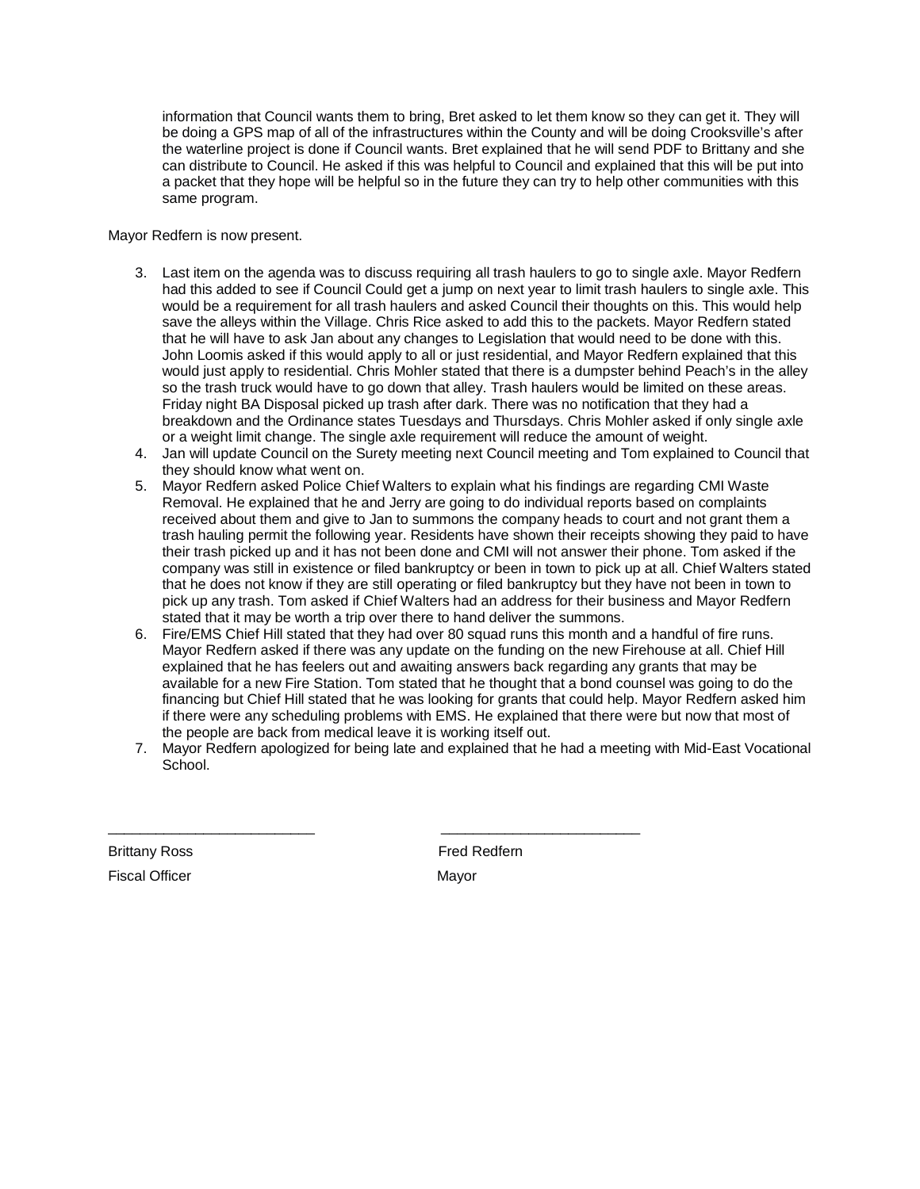information that Council wants them to bring, Bret asked to let them know so they can get it. They will be doing a GPS map of all of the infrastructures within the County and will be doing Crooksville's after the waterline project is done if Council wants. Bret explained that he will send PDF to Brittany and she can distribute to Council. He asked if this was helpful to Council and explained that this will be put into a packet that they hope will be helpful so in the future they can try to help other communities with this same program.

Mayor Redfern is now present.

3. Last item on the agenda was to discuss requiring all trash haulers to go to single axle. Mayor Redfern had this added to see if Council Could get a jump on next year to limit trash haulers to single axle. This would be a requirement for all trash haulers and asked Council their thoughts on this. This would help save the alleys within the Village. Chris Rice asked to add this to the packets. Mayor Redfern stated that he will have to ask Jan about any changes to Legislation that would need to be done with this. John Loomis asked if this would apply to all or just residential, and Mayor Redfern explained that this would just apply to residential. Chris Mohler stated that there is a dumpster behind Peach's in the alley so the trash truck would have to go down that alley. Trash haulers would be limited on these areas. Friday night BA Disposal picked up trash after dark. There was no notification that they had a breakdown and the Ordinance states Tuesdays and Thursdays. Chris Mohler asked if only single axle or a weight limit change. The single axle requirement will reduce the amount of weight.
4. Jan will update Council on the Surety meeting next Council meeting and Tom explained to Council that they should know what went on.
5. Mayor Redfern asked Police Chief Walters to explain what his findings are regarding CMI Waste Removal. He explained that he and Jerry are going to do individual reports based on complaints received about them and give to Jan to summons the company heads to court and not grant them a trash hauling permit the following year. Residents have shown their receipts showing they paid to have their trash picked up and it has not been done and CMI will not answer their phone. Tom asked if the company was still in existence or filed bankruptcy or been in town to pick up at all. Chief Walters stated that he does not know if they are still operating or filed bankruptcy but they have not been in town to pick up any trash. Tom asked if Chief Walters had an address for their business and Mayor Redfern stated that it may be worth a trip over there to hand deliver the summons.
6. Fire/EMS Chief Hill stated that they had over 80 squad runs this month and a handful of fire runs. Mayor Redfern asked if there was any update on the funding on the new Firehouse at all. Chief Hill explained that he has feelers out and awaiting answers back regarding any grants that may be available for a new Fire Station. Tom stated that he thought that a bond counsel was going to do the financing but Chief Hill stated that he was looking for grants that could help. Mayor Redfern asked him if there were any scheduling problems with EMS. He explained that there were but now that most of the people are back from medical leave it is working itself out.
7. Mayor Redfern apologized for being late and explained that he had a meeting with Mid-East Vocational School.

\_\_\_\_\_\_\_\_\_\_\_\_\_\_\_\_\_\_\_\_\_\_\_\_\_\_ \_\_\_\_\_\_\_\_\_\_\_\_\_\_\_\_\_\_\_\_\_\_\_\_\_\_

Brittany Ross — Fiscal Officer

Fred Redfern — Mayor